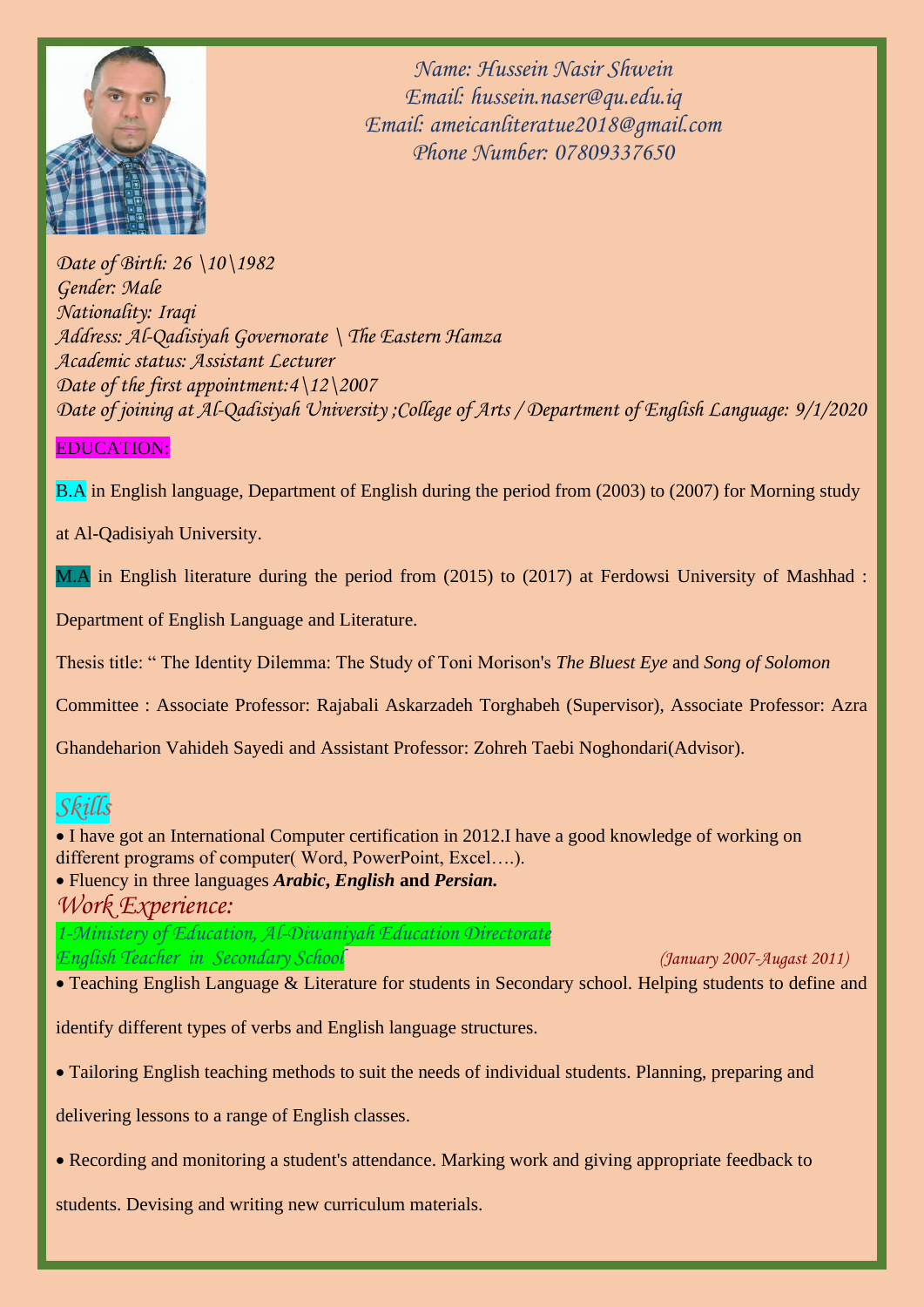*Name: Hussein Nasir Shwein*
*Email: hussein.naser@qu.edu.iq*
*Email: ameicanliteratue2018@gmail.com*
*Phone Number: 07809337650*

*Date of Birth: 26 \10\1982*
*Gender: Male*
*Nationality: Iraqi*
*Address: Al-Qadisiyah Governorate \ The Eastern Hamza*
*Academic status: Assistant Lecturer*
*Date of the first appointment:4\12\2007*
*Date of joining at Al-Qadisiyah University ;College of Arts / Department of English Language: 9/1/2020*

## EDUCATION:

B.A in English language, Department of English during the period from (2003) to (2007) for Morning study at Al-Qadisiyah University.

M.A in English literature during the period from (2015) to (2017) at Ferdowsi University of Mashhad : Department of English Language and Literature.

Thesis title: " The Identity Dilemma: The Study of Toni Morison's *The Bluest Eye* and *Song of Solomon*

Committee : Associate Professor: Rajabali Askarzadeh Torghabeh (Supervisor), Associate Professor: Azra Ghandeharion Vahideh Sayedi and Assistant Professor: Zohreh Taebi Noghondari(Advisor).

## *Skills*

- I have got an International Computer certification in 2012.I have a good knowledge of working on different programs of computer( Word, PowerPoint, Excel….).
- Fluency in three languages ***Arabic*, *English* and *Persian*.**

## *Work Experience:*

*1-Ministery of Education, Al-Diwaniyah Education Directorate*
*English Teacher in Secondary School* *(January 2007-Augast 2011)*

- Teaching English Language & Literature for students in Secondary school. Helping students to define and identify different types of verbs and English language structures.
- Tailoring English teaching methods to suit the needs of individual students. Planning, preparing and delivering lessons to a range of English classes.
- Recording and monitoring a student's attendance. Marking work and giving appropriate feedback to students. Devising and writing new curriculum materials.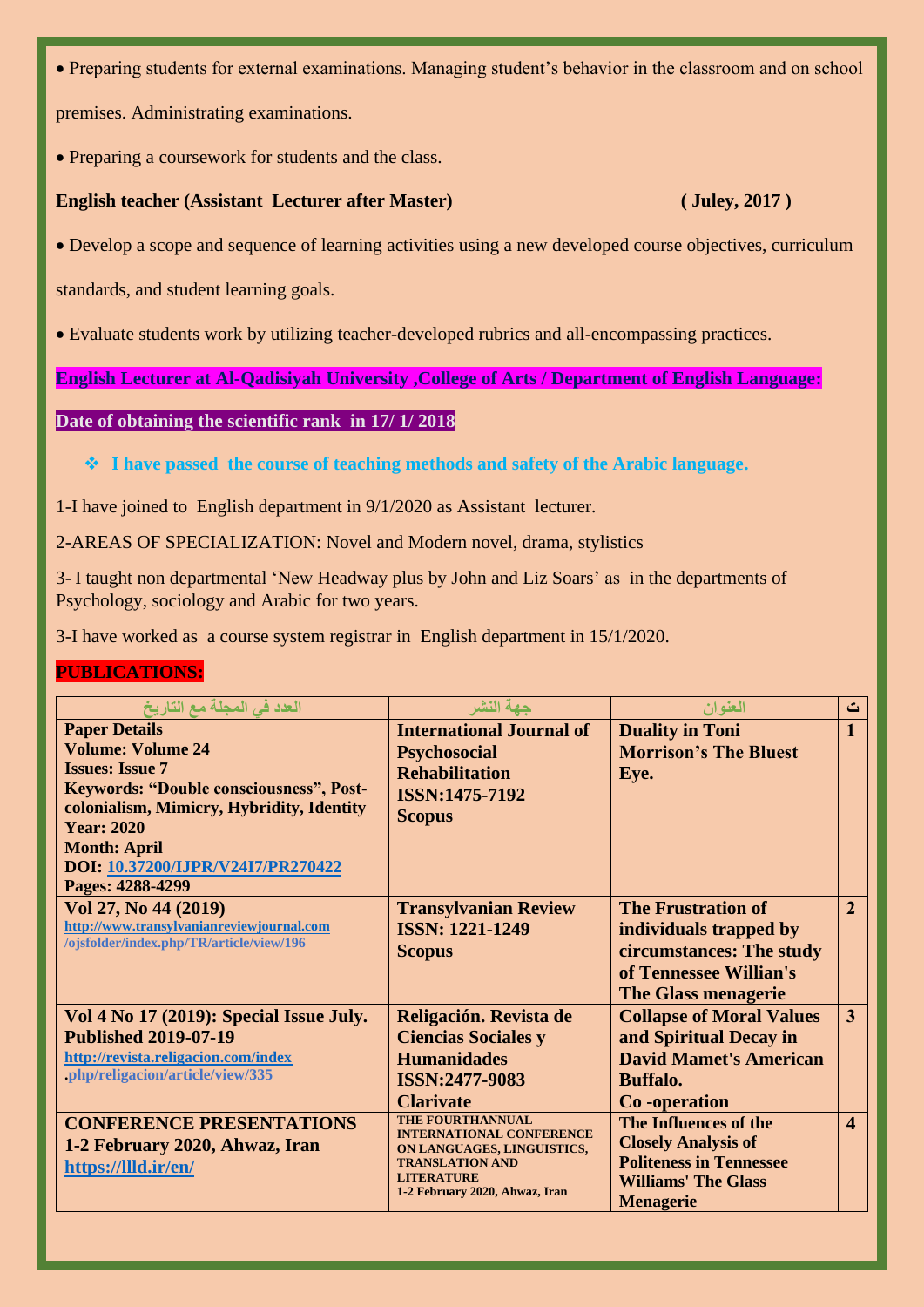- Preparing students for external examinations. Managing student's behavior in the classroom and on school premises. Administrating examinations.
- Preparing a coursework for students and the class.

**English teacher (Assistant Lecturer after Master) ( Juley, 2017 )**

- Develop a scope and sequence of learning activities using a new developed course objectives, curriculum standards, and student learning goals.
- Evaluate students work by utilizing teacher-developed rubrics and all-encompassing practices.

**English Lecturer at Al-Qadisiyah University ,College of Arts / Department of English Language:**

**Date of obtaining the scientific rank in 17/ 1/ 2018**

- **I have passed the course of teaching methods and safety of the Arabic language.**

1-I have joined to English department in 9/1/2020 as Assistant lecturer.

2-AREAS OF SPECIALIZATION: Novel and Modern novel, drama, stylistics

3- I taught non departmental 'New Headway plus by John and Liz Soars' as in the departments of Psychology, sociology and Arabic for two years.

3-I have worked as a course system registrar in English department in 15/1/2020.

**PUBLICATIONS:**

| العدد في المجلة مع التاريخ | جهة النشر | العنوان | ت |
|---|---|---|---|
| **Paper Details**<br>**Volume: Volume 24**<br>**Issues: Issue 7**<br>**Keywords: "Double consciousness", Post-colonialism, Mimicry, Hybridity, Identity**<br>**Year: 2020**<br>**Month: April**<br>**DOI: 10.37200/IJPR/V24I7/PR270422**<br>**Pages: 4288-4299** | **International Journal of Psychosocial Rehabilitation**<br>**ISSN:1475-7192**<br>**Scopus** | **Duality in Toni Morrison's The Bluest Eye.** | **1** |
| **Vol 27, No 44 (2019)**<br>http://www.transylvanianreviewjournal.com/ojsfolder/index.php/TR/article/view/196 | **Transylvanian Review**<br>**ISSN: 1221-1249**<br>**Scopus** | **The Frustration of individuals trapped by circumstances: The study of Tennessee Willian's The Glass menagerie** | **2** |
| **Vol 4 No 17 (2019): Special Issue July.**<br>**Published 2019-07-19**<br>http://revista.religacion.com/index.php/religacion/article/view/335 | **Religación. Revista de Ciencias Sociales y Humanidades**<br>**ISSN:2477-9083**<br>**Clarivate** | **Collapse of Moral Values and Spiritual Decay in David Mamet's American Buffalo.**<br>**Co -operation** | **3** |
| **CONFERENCE PRESENTATIONS**<br>**1-2 February 2020, Ahwaz, Iran**<br>https://llld.ir/en/ | **THE FOURTHANNUAL INTERNATIONAL CONFERENCE ON LANGUAGES, LINGUISTICS, TRANSLATION AND LITERATURE**<br>**1-2 February 2020, Ahwaz, Iran** | **The Influences of the Closely Analysis of Politeness in Tennessee Williams' The Glass Menagerie** | **4** |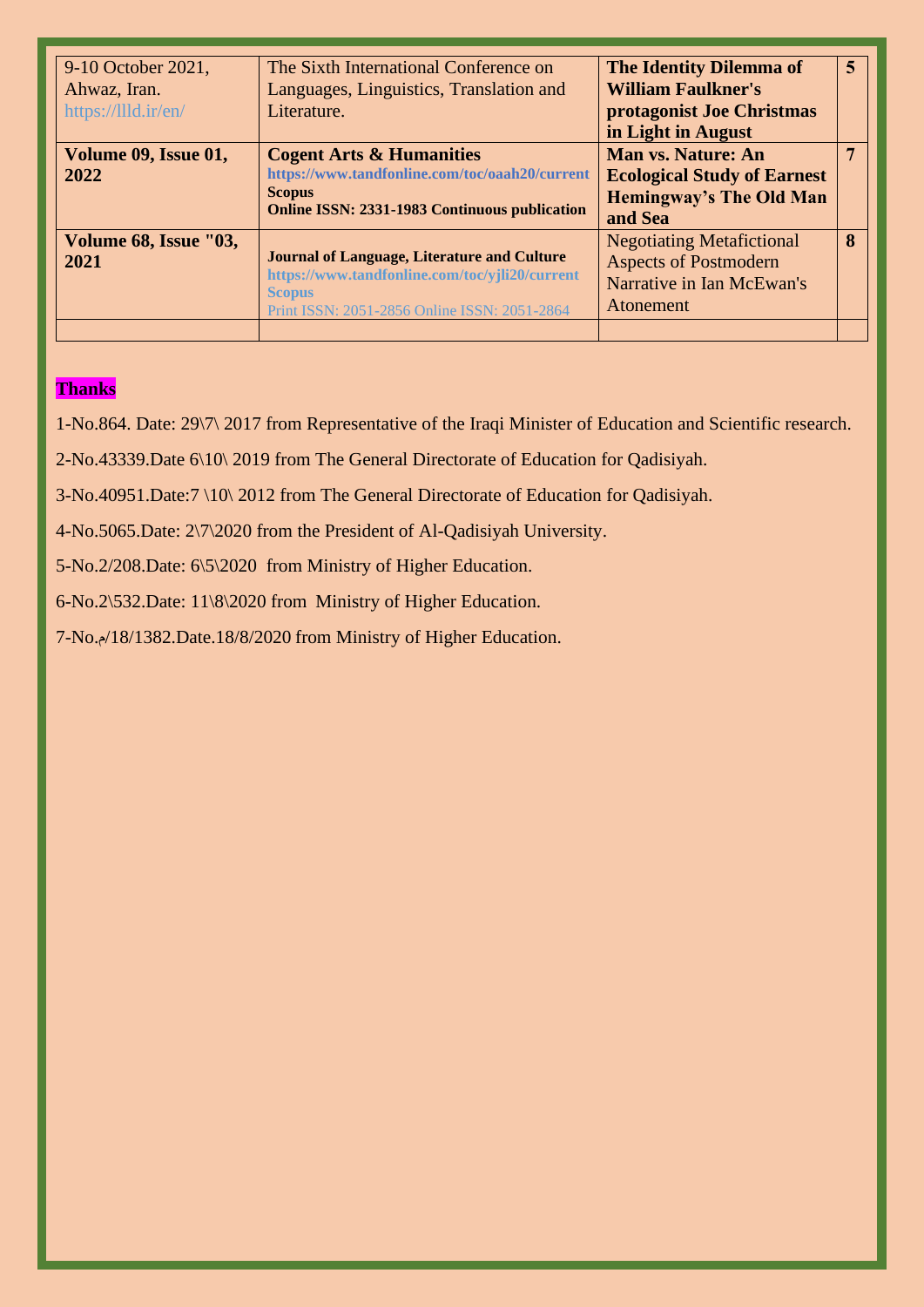| | | | |
|---|---|---|---|
| 9-10 October 2021, Ahwaz, Iran. https://llld.ir/en/ | The Sixth International Conference on Languages, Linguistics, Translation and Literature. | **The Identity Dilemma of William Faulkner's protagonist Joe Christmas in Light in August** | **5** |
| **Volume 09, Issue 01, 2022** | **Cogent Arts & Humanities** **https://www.tandfonline.com/toc/oaah20/current** **Scopus** **Online ISSN: 2331-1983 Continuous publication** | **Man vs. Nature: An Ecological Study of Earnest Hemingway's The Old Man and Sea** | **7** |
| **Volume 68, Issue "03, 2021** | **Journal of Language, Literature and Culture** **https://www.tandfonline.com/toc/yjli20/current** **Scopus** Print ISSN: 2051-2856 Online ISSN: 2051-2864 | Negotiating Metafictional Aspects of Postmodern Narrative in Ian McEwan's Atonement | **8** |
| | | | |

**Thanks**

1-No.864. Date: 29\7\ 2017 from Representative of the Iraqi Minister of Education and Scientific research.

2-No.43339.Date 6\10\ 2019 from The General Directorate of Education for Qadisiyah.

3-No.40951.Date:7 \10\ 2012 from The General Directorate of Education for Qadisiyah.

4-No.5065.Date: 2\7\2020 from the President of Al-Qadisiyah University.

5-No.2/208.Date: 6\5\2020 from Ministry of Higher Education.

6-No.2\532.Date: 11\8\2020 from Ministry of Higher Education.

7-No.م/18/1382.Date.18/8/2020 from Ministry of Higher Education.